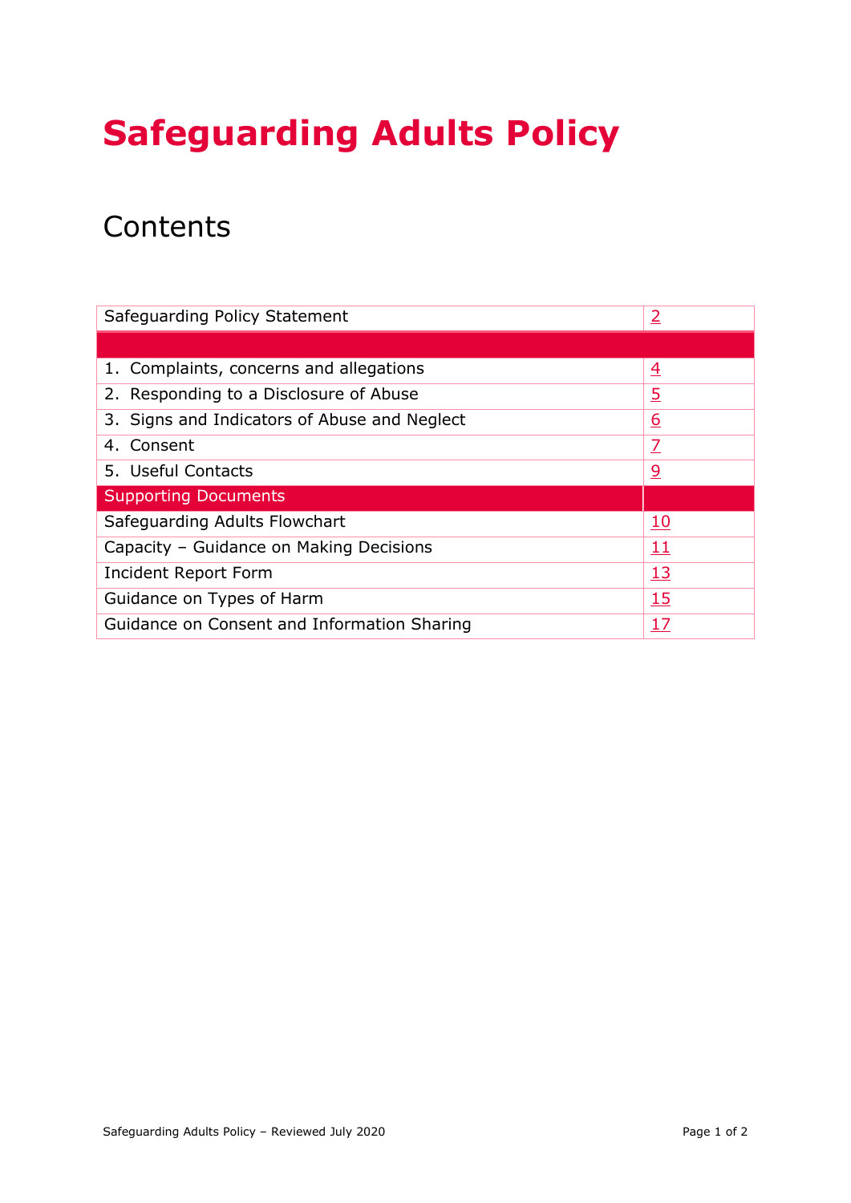# Safeguarding Adults Policy

## Contents

| Safeguarding Policy Statement | 2 |
| --- | --- |
| | |
| 1. Complaints, concerns and allegations | 4 |
| 2. Responding to a Disclosure of Abuse | 5 |
| 3. Signs and Indicators of Abuse and Neglect | 6 |
| 4. Consent | 7 |
| 5. Useful Contacts | 9 |
| Supporting Documents | |
| Safeguarding Adults Flowchart | 10 |
| Capacity – Guidance on Making Decisions | 11 |
| Incident Report Form | 13 |
| Guidance on Types of Harm | 15 |
| Guidance on Consent and Information Sharing | 17 |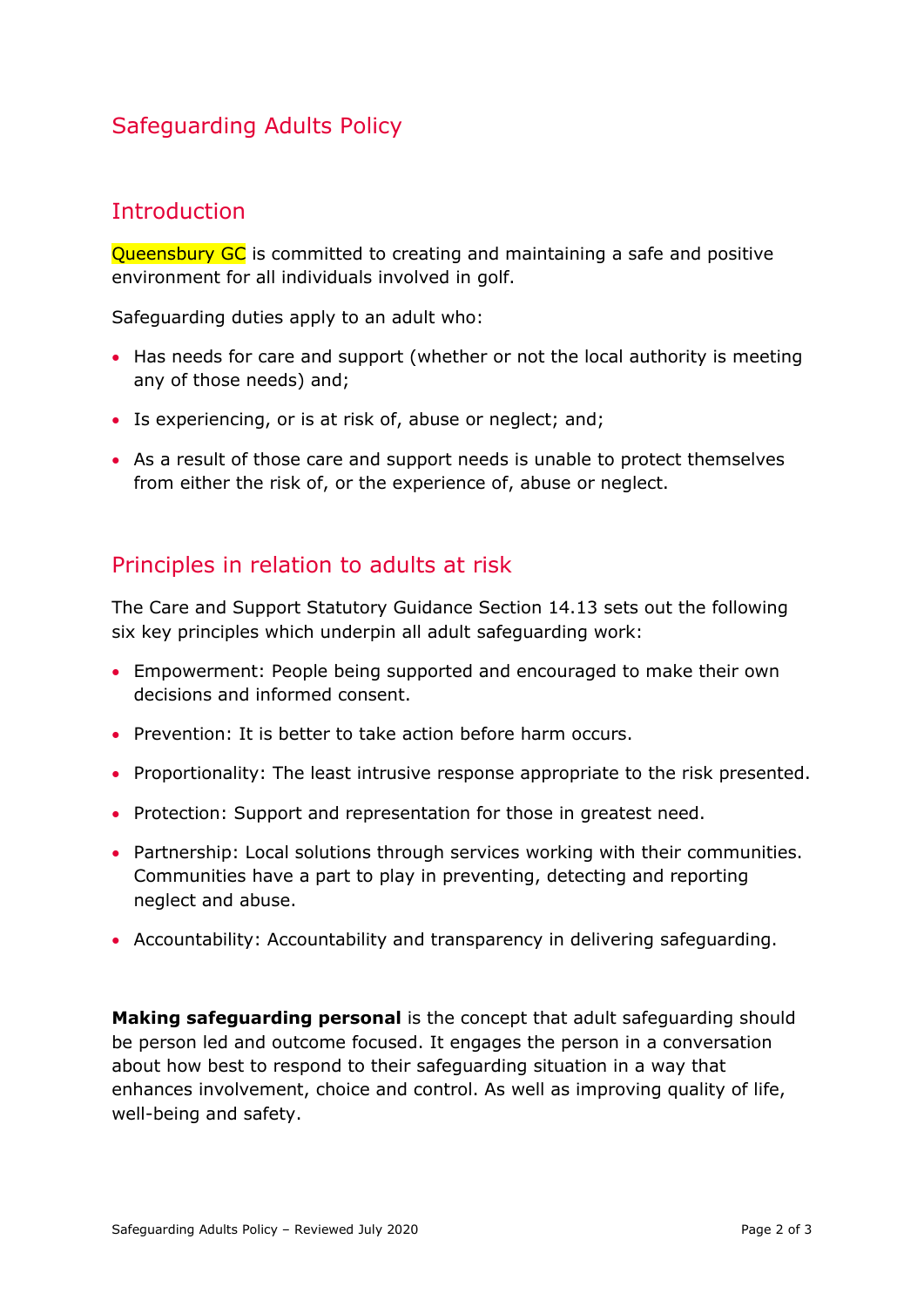# Safeguarding Adults Policy

## Introduction

Queensbury GC is committed to creating and maintaining a safe and positive environment for all individuals involved in golf.

Safeguarding duties apply to an adult who:

- Has needs for care and support (whether or not the local authority is meeting any of those needs) and;
- Is experiencing, or is at risk of, abuse or neglect; and;
- As a result of those care and support needs is unable to protect themselves from either the risk of, or the experience of, abuse or neglect.

## Principles in relation to adults at risk

The Care and Support Statutory Guidance Section 14.13 sets out the following six key principles which underpin all adult safeguarding work:

- Empowerment: People being supported and encouraged to make their own decisions and informed consent.
- Prevention: It is better to take action before harm occurs.
- Proportionality: The least intrusive response appropriate to the risk presented.
- Protection: Support and representation for those in greatest need.
- Partnership: Local solutions through services working with their communities. Communities have a part to play in preventing, detecting and reporting neglect and abuse.
- Accountability: Accountability and transparency in delivering safeguarding.

**Making safeguarding personal** is the concept that adult safeguarding should be person led and outcome focused. It engages the person in a conversation about how best to respond to their safeguarding situation in a way that enhances involvement, choice and control. As well as improving quality of life, well-being and safety.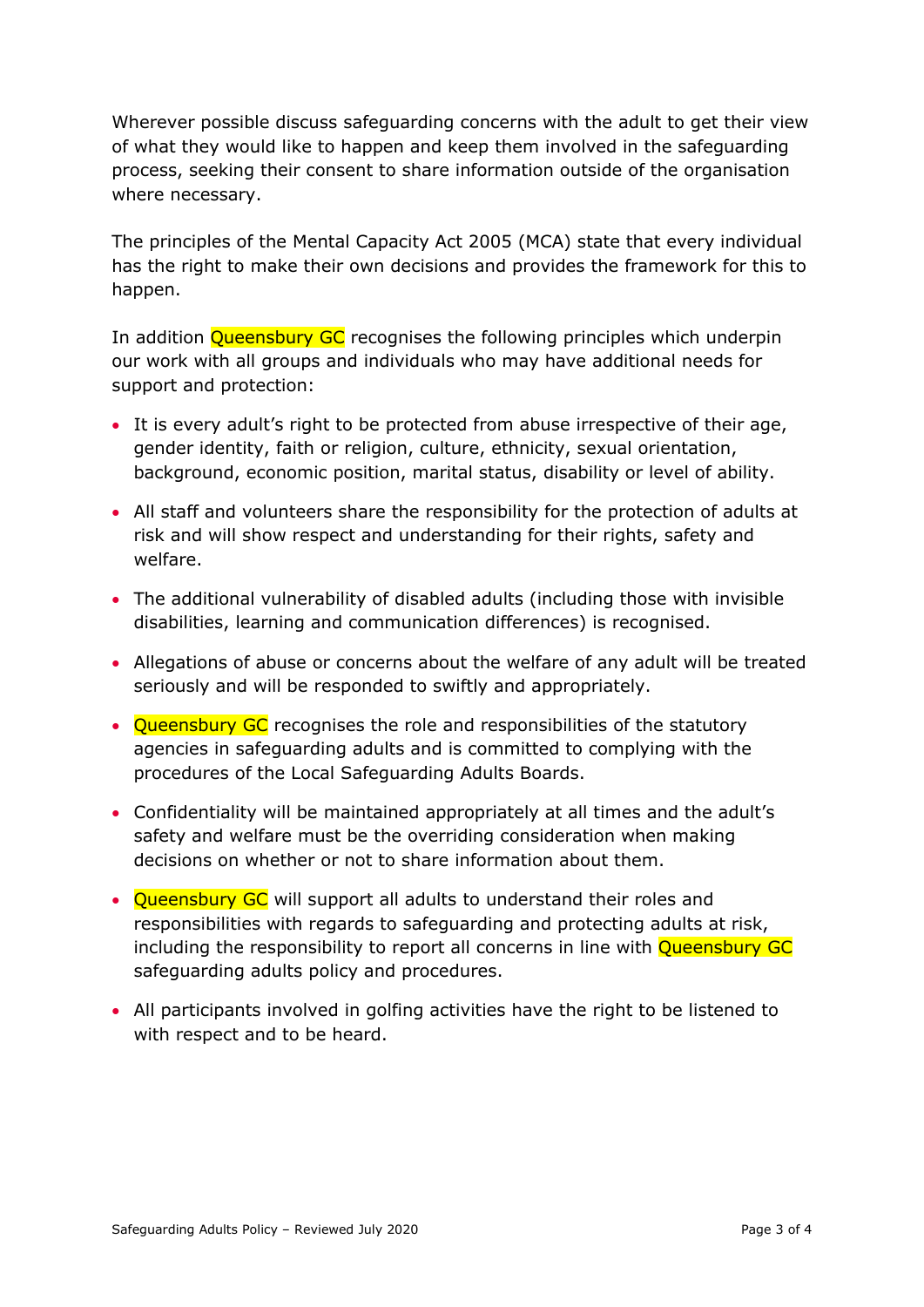Wherever possible discuss safeguarding concerns with the adult to get their view of what they would like to happen and keep them involved in the safeguarding process, seeking their consent to share information outside of the organisation where necessary.

The principles of the Mental Capacity Act 2005 (MCA) state that every individual has the right to make their own decisions and provides the framework for this to happen.

In addition Queensbury GC recognises the following principles which underpin our work with all groups and individuals who may have additional needs for support and protection:

- It is every adult's right to be protected from abuse irrespective of their age, gender identity, faith or religion, culture, ethnicity, sexual orientation, background, economic position, marital status, disability or level of ability.
- All staff and volunteers share the responsibility for the protection of adults at risk and will show respect and understanding for their rights, safety and welfare.
- The additional vulnerability of disabled adults (including those with invisible disabilities, learning and communication differences) is recognised.
- Allegations of abuse or concerns about the welfare of any adult will be treated seriously and will be responded to swiftly and appropriately.
- Queensbury GC recognises the role and responsibilities of the statutory agencies in safeguarding adults and is committed to complying with the procedures of the Local Safeguarding Adults Boards.
- Confidentiality will be maintained appropriately at all times and the adult's safety and welfare must be the overriding consideration when making decisions on whether or not to share information about them.
- Queensbury GC will support all adults to understand their roles and responsibilities with regards to safeguarding and protecting adults at risk, including the responsibility to report all concerns in line with Queensbury GC safeguarding adults policy and procedures.
- All participants involved in golfing activities have the right to be listened to with respect and to be heard.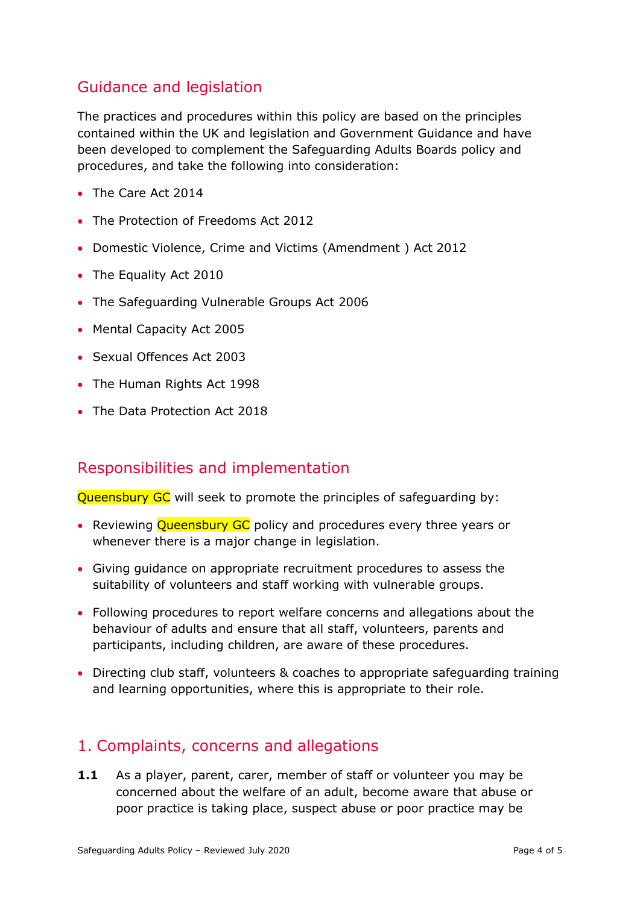## Guidance and legislation

The practices and procedures within this policy are based on the principles contained within the UK and legislation and Government Guidance and have been developed to complement the Safeguarding Adults Boards policy and procedures, and take the following into consideration:

- The Care Act 2014
- The Protection of Freedoms Act 2012
- Domestic Violence, Crime and Victims (Amendment ) Act 2012
- The Equality Act 2010
- The Safeguarding Vulnerable Groups Act 2006
- Mental Capacity Act 2005
- Sexual Offences Act 2003
- The Human Rights Act 1998
- The Data Protection Act 2018

## Responsibilities and implementation

Queensbury GC will seek to promote the principles of safeguarding by:

- Reviewing Queensbury GC policy and procedures every three years or whenever there is a major change in legislation.
- Giving guidance on appropriate recruitment procedures to assess the suitability of volunteers and staff working with vulnerable groups.
- Following procedures to report welfare concerns and allegations about the behaviour of adults and ensure that all staff, volunteers, parents and participants, including children, are aware of these procedures.
- Directing club staff, volunteers & coaches to appropriate safeguarding training and learning opportunities, where this is appropriate to their role.

## 1. Complaints, concerns and allegations

**1.1** As a player, parent, carer, member of staff or volunteer you may be concerned about the welfare of an adult, become aware that abuse or poor practice is taking place, suspect abuse or poor practice may be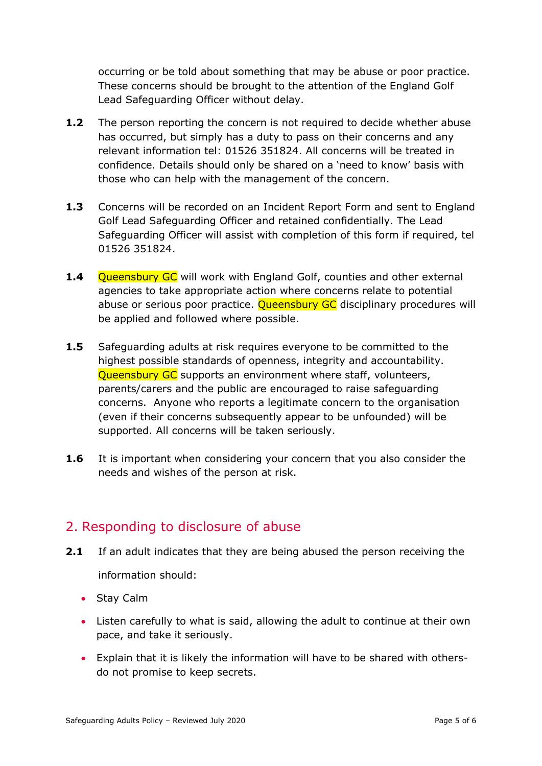occurring or be told about something that may be abuse or poor practice. These concerns should be brought to the attention of the England Golf Lead Safeguarding Officer without delay.

**1.2** The person reporting the concern is not required to decide whether abuse has occurred, but simply has a duty to pass on their concerns and any relevant information tel: 01526 351824. All concerns will be treated in confidence. Details should only be shared on a 'need to know' basis with those who can help with the management of the concern.

**1.3** Concerns will be recorded on an Incident Report Form and sent to England Golf Lead Safeguarding Officer and retained confidentially. The Lead Safeguarding Officer will assist with completion of this form if required, tel 01526 351824.

**1.4** Queensbury GC will work with England Golf, counties and other external agencies to take appropriate action where concerns relate to potential abuse or serious poor practice. Queensbury GC disciplinary procedures will be applied and followed where possible.

**1.5** Safeguarding adults at risk requires everyone to be committed to the highest possible standards of openness, integrity and accountability. Queensbury GC supports an environment where staff, volunteers, parents/carers and the public are encouraged to raise safeguarding concerns. Anyone who reports a legitimate concern to the organisation (even if their concerns subsequently appear to be unfounded) will be supported. All concerns will be taken seriously.

**1.6** It is important when considering your concern that you also consider the needs and wishes of the person at risk.

## 2. Responding to disclosure of abuse

**2.1** If an adult indicates that they are being abused the person receiving the information should:

- Stay Calm
- Listen carefully to what is said, allowing the adult to continue at their own pace, and take it seriously.
- Explain that it is likely the information will have to be shared with others- do not promise to keep secrets.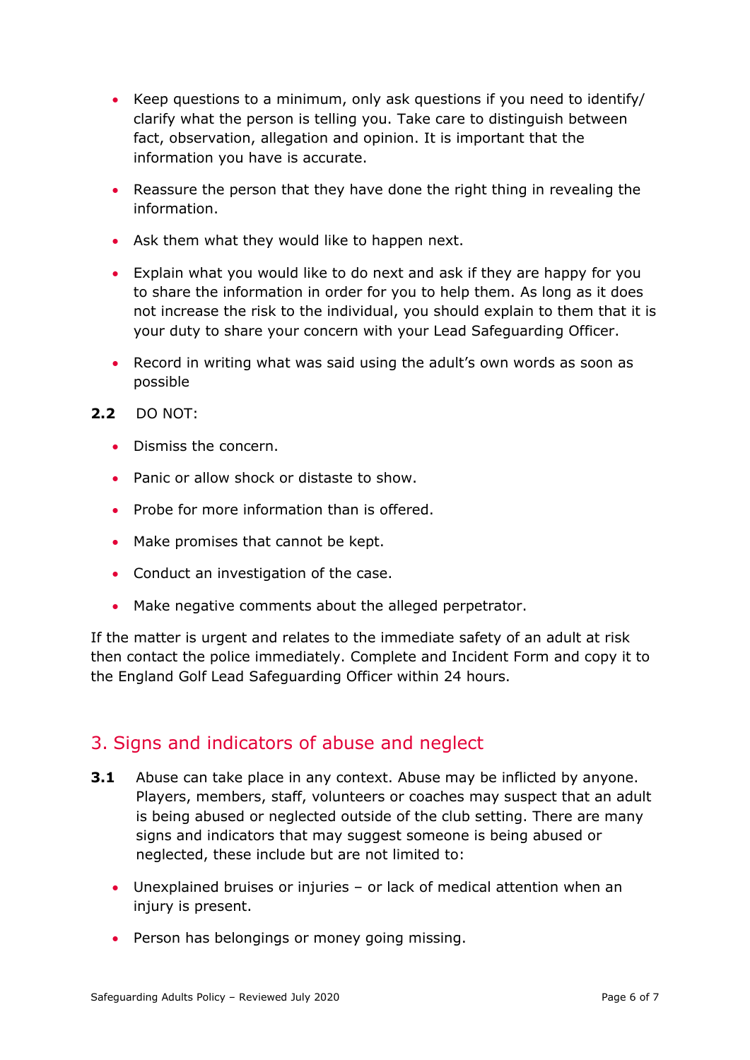- Keep questions to a minimum, only ask questions if you need to identify/ clarify what the person is telling you. Take care to distinguish between fact, observation, allegation and opinion. It is important that the information you have is accurate.
- Reassure the person that they have done the right thing in revealing the information.
- Ask them what they would like to happen next.
- Explain what you would like to do next and ask if they are happy for you to share the information in order for you to help them. As long as it does not increase the risk to the individual, you should explain to them that it is your duty to share your concern with your Lead Safeguarding Officer.
- Record in writing what was said using the adult's own words as soon as possible

**2.2** DO NOT:

- Dismiss the concern.
- Panic or allow shock or distaste to show.
- Probe for more information than is offered.
- Make promises that cannot be kept.
- Conduct an investigation of the case.
- Make negative comments about the alleged perpetrator.

If the matter is urgent and relates to the immediate safety of an adult at risk then contact the police immediately. Complete and Incident Form and copy it to the England Golf Lead Safeguarding Officer within 24 hours.

## 3. Signs and indicators of abuse and neglect

**3.1** Abuse can take place in any context. Abuse may be inflicted by anyone. Players, members, staff, volunteers or coaches may suspect that an adult is being abused or neglected outside of the club setting. There are many signs and indicators that may suggest someone is being abused or neglected, these include but are not limited to:

- Unexplained bruises or injuries – or lack of medical attention when an injury is present.
- Person has belongings or money going missing.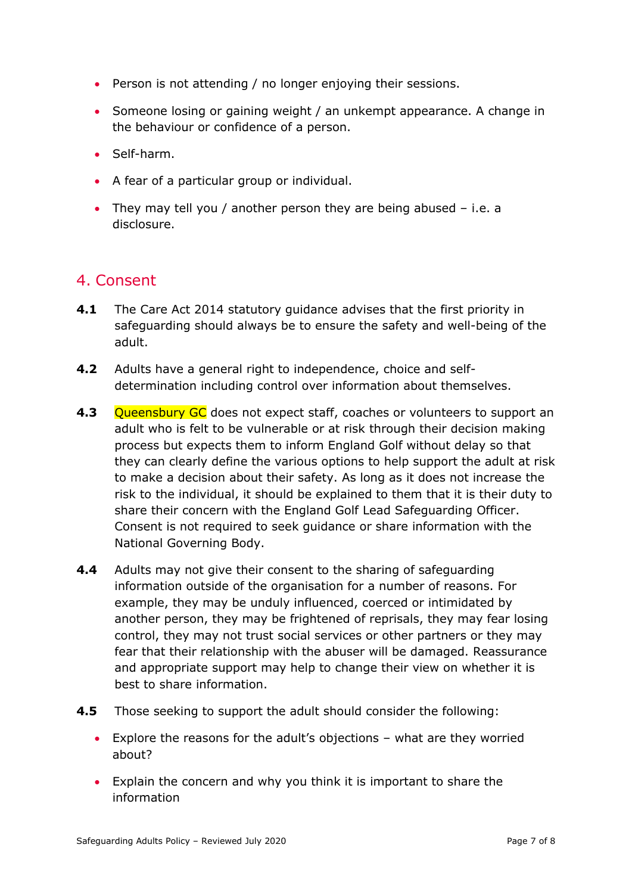- Person is not attending / no longer enjoying their sessions.
- Someone losing or gaining weight / an unkempt appearance. A change in the behaviour or confidence of a person.
- Self-harm.
- A fear of a particular group or individual.
- They may tell you / another person they are being abused – i.e. a disclosure.

## 4. Consent

**4.1** The Care Act 2014 statutory guidance advises that the first priority in safeguarding should always be to ensure the safety and well-being of the adult.

**4.2** Adults have a general right to independence, choice and self-determination including control over information about themselves.

**4.3** Queensbury GC does not expect staff, coaches or volunteers to support an adult who is felt to be vulnerable or at risk through their decision making process but expects them to inform England Golf without delay so that they can clearly define the various options to help support the adult at risk to make a decision about their safety. As long as it does not increase the risk to the individual, it should be explained to them that it is their duty to share their concern with the England Golf Lead Safeguarding Officer. Consent is not required to seek guidance or share information with the National Governing Body.

**4.4** Adults may not give their consent to the sharing of safeguarding information outside of the organisation for a number of reasons. For example, they may be unduly influenced, coerced or intimidated by another person, they may be frightened of reprisals, they may fear losing control, they may not trust social services or other partners or they may fear that their relationship with the abuser will be damaged. Reassurance and appropriate support may help to change their view on whether it is best to share information.

**4.5** Those seeking to support the adult should consider the following:

- Explore the reasons for the adult's objections – what are they worried about?
- Explain the concern and why you think it is important to share the information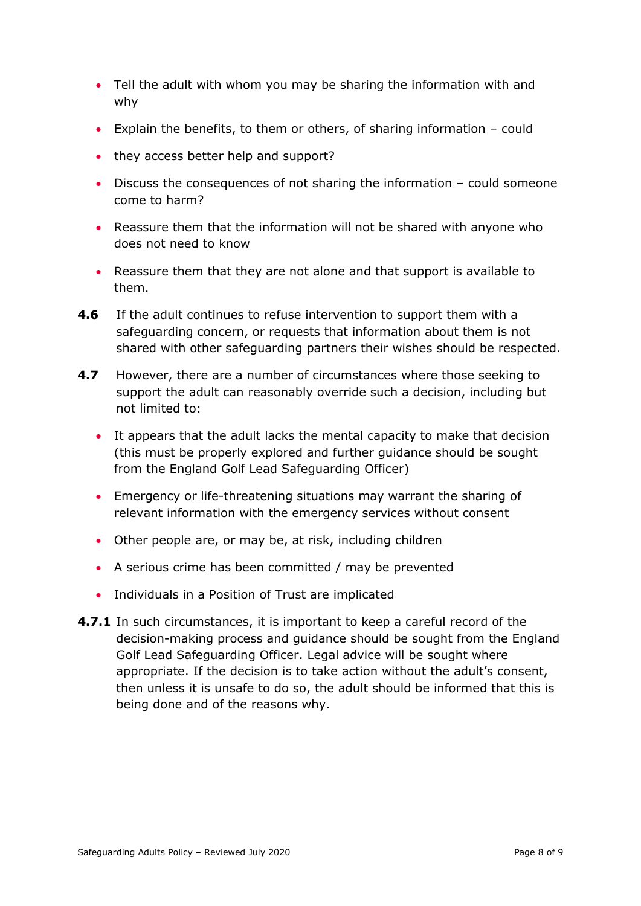- Tell the adult with whom you may be sharing the information with and why
- Explain the benefits, to them or others, of sharing information – could
- they access better help and support?
- Discuss the consequences of not sharing the information – could someone come to harm?
- Reassure them that the information will not be shared with anyone who does not need to know
- Reassure them that they are not alone and that support is available to them.

**4.6** If the adult continues to refuse intervention to support them with a safeguarding concern, or requests that information about them is not shared with other safeguarding partners their wishes should be respected.

**4.7** However, there are a number of circumstances where those seeking to support the adult can reasonably override such a decision, including but not limited to:

- It appears that the adult lacks the mental capacity to make that decision (this must be properly explored and further guidance should be sought from the England Golf Lead Safeguarding Officer)
- Emergency or life-threatening situations may warrant the sharing of relevant information with the emergency services without consent
- Other people are, or may be, at risk, including children
- A serious crime has been committed / may be prevented
- Individuals in a Position of Trust are implicated

**4.7.1** In such circumstances, it is important to keep a careful record of the decision-making process and guidance should be sought from the England Golf Lead Safeguarding Officer. Legal advice will be sought where appropriate. If the decision is to take action without the adult's consent, then unless it is unsafe to do so, the adult should be informed that this is being done and of the reasons why.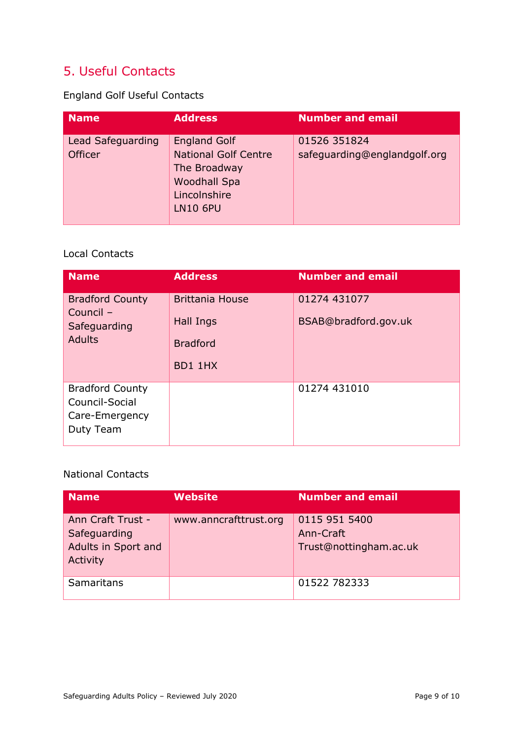## 5. Useful Contacts

England Golf Useful Contacts

| Name | Address | Number and email |
|---|---|---|
| Lead Safeguarding Officer | England Golf<br>National Golf Centre<br>The Broadway<br>Woodhall Spa<br>Lincolnshire<br>LN10 6PU | 01526 351824<br>safeguarding@englandgolf.org |

Local Contacts

| Name | Address | Number and email |
|---|---|---|
| Bradford County Council – Safeguarding Adults | Brittania House<br>Hall Ings<br>Bradford<br>BD1 1HX | 01274 431077<br>BSAB@bradford.gov.uk |
| Bradford County Council-Social Care-Emergency Duty Team | | 01274 431010 |

National Contacts

| Name | Website | Number and email |
|---|---|---|
| Ann Craft Trust - Safeguarding Adults in Sport and Activity | www.anncrafttrust.org | 0115 951 5400<br>Ann-Craft Trust@nottingham.ac.uk |
| Samaritans | | 01522 782333 |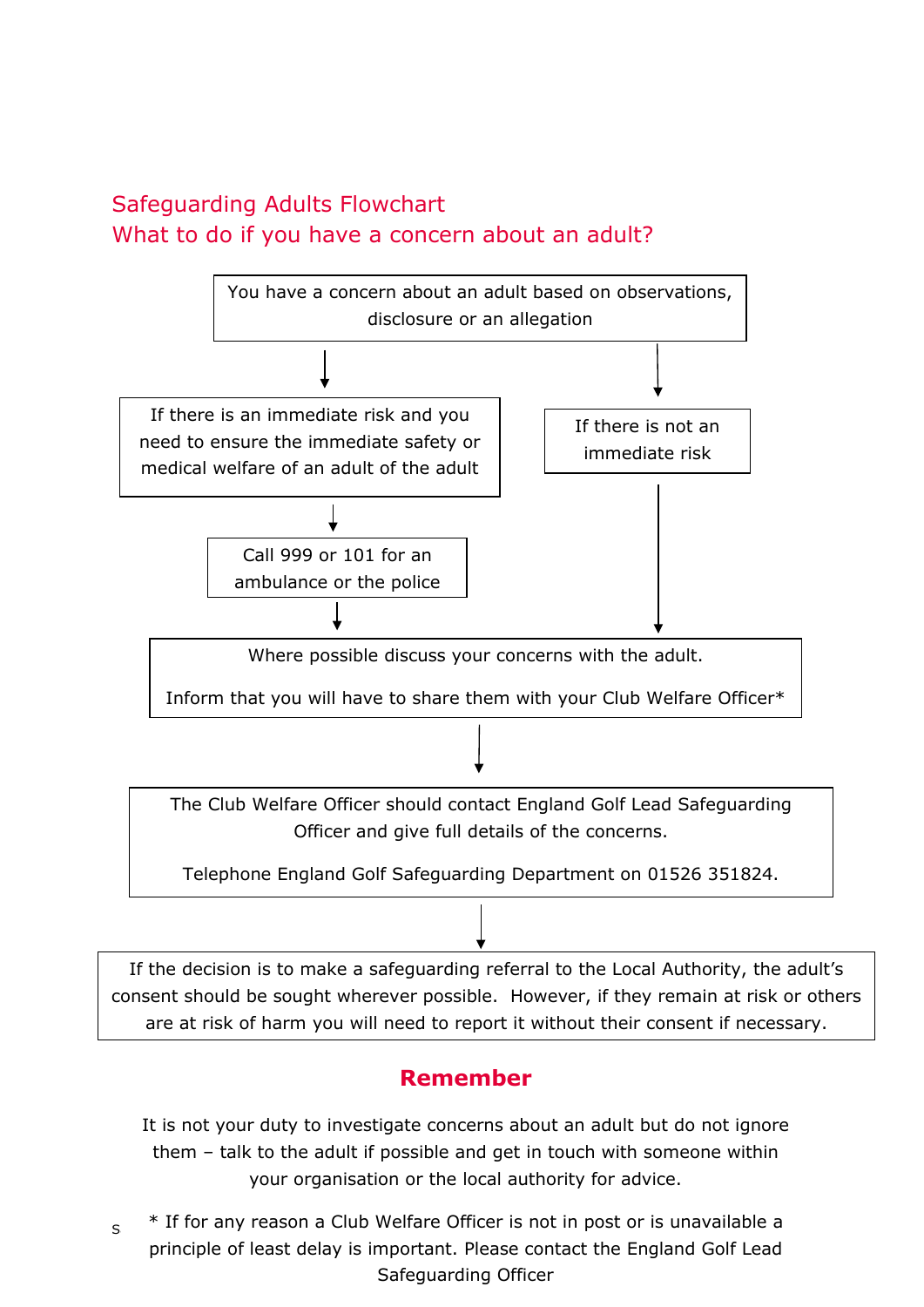## Safeguarding Adults Flowchart
## What to do if you have a concern about an adult?

You have a concern about an adult based on observations, disclosure or an allegation

If there is an immediate risk and you need to ensure the immediate safety or medical welfare of an adult of the adult

Call 999 or 101 for an ambulance or the police

If there is not an immediate risk

Where possible discuss your concerns with the adult.

Inform that you will have to share them with your Club Welfare Officer*

The Club Welfare Officer should contact England Golf Lead Safeguarding Officer and give full details of the concerns.

Telephone England Golf Safeguarding Department on 01526 351824.

If the decision is to make a safeguarding referral to the Local Authority, the adult's consent should be sought wherever possible. However, if they remain at risk or others are at risk of harm you will need to report it without their consent if necessary.

### Remember

It is not your duty to investigate concerns about an adult but do not ignore them – talk to the adult if possible and get in touch with someone within your organisation or the local authority for advice.

S * If for any reason a Club Welfare Officer is not in post or is unavailable a principle of least delay is important. Please contact the England Golf Lead Safeguarding Officer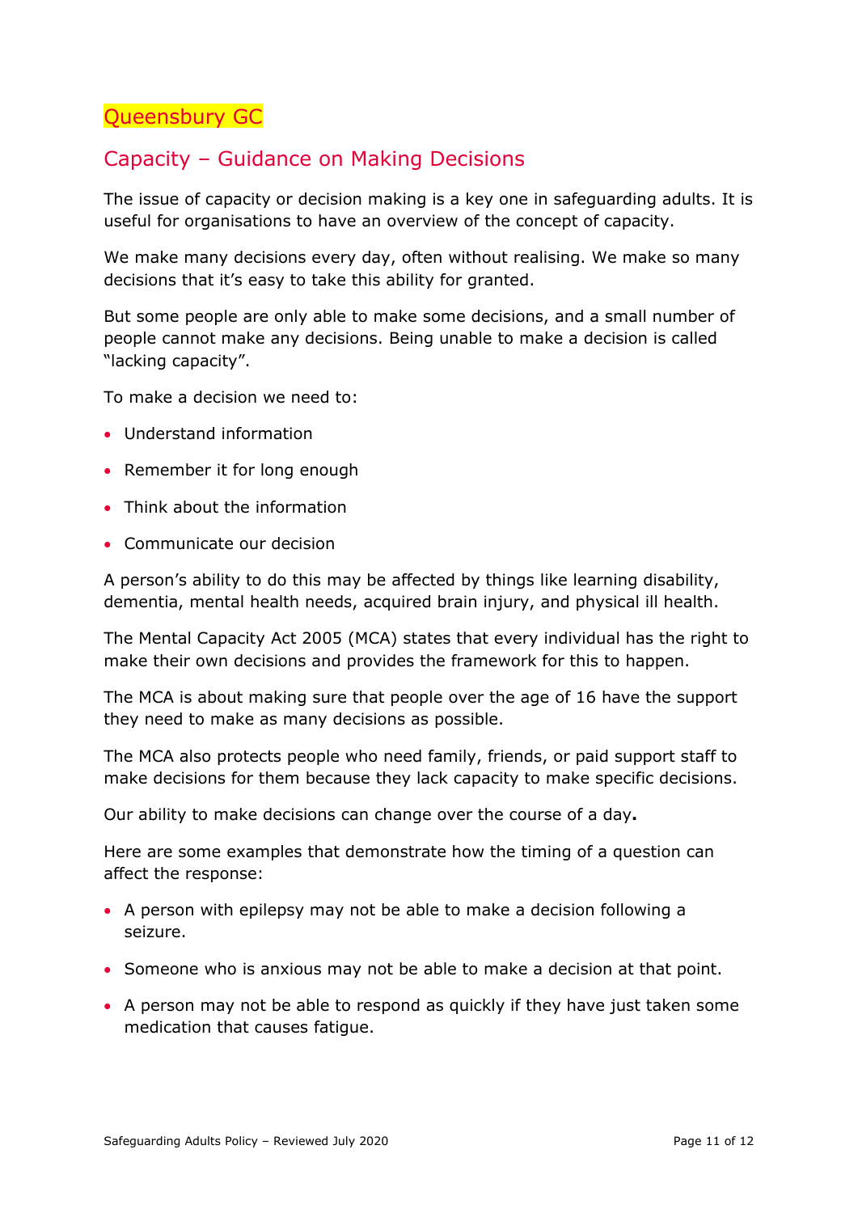## Queensbury GC

## Capacity – Guidance on Making Decisions

The issue of capacity or decision making is a key one in safeguarding adults. It is useful for organisations to have an overview of the concept of capacity.

We make many decisions every day, often without realising. We make so many decisions that it's easy to take this ability for granted.

But some people are only able to make some decisions, and a small number of people cannot make any decisions. Being unable to make a decision is called "lacking capacity".

To make a decision we need to:

- Understand information
- Remember it for long enough
- Think about the information
- Communicate our decision

A person's ability to do this may be affected by things like learning disability, dementia, mental health needs, acquired brain injury, and physical ill health.

The Mental Capacity Act 2005 (MCA) states that every individual has the right to make their own decisions and provides the framework for this to happen.

The MCA is about making sure that people over the age of 16 have the support they need to make as many decisions as possible.

The MCA also protects people who need family, friends, or paid support staff to make decisions for them because they lack capacity to make specific decisions.

Our ability to make decisions can change over the course of a day**.**

Here are some examples that demonstrate how the timing of a question can affect the response:

- A person with epilepsy may not be able to make a decision following a seizure.
- Someone who is anxious may not be able to make a decision at that point.
- A person may not be able to respond as quickly if they have just taken some medication that causes fatigue.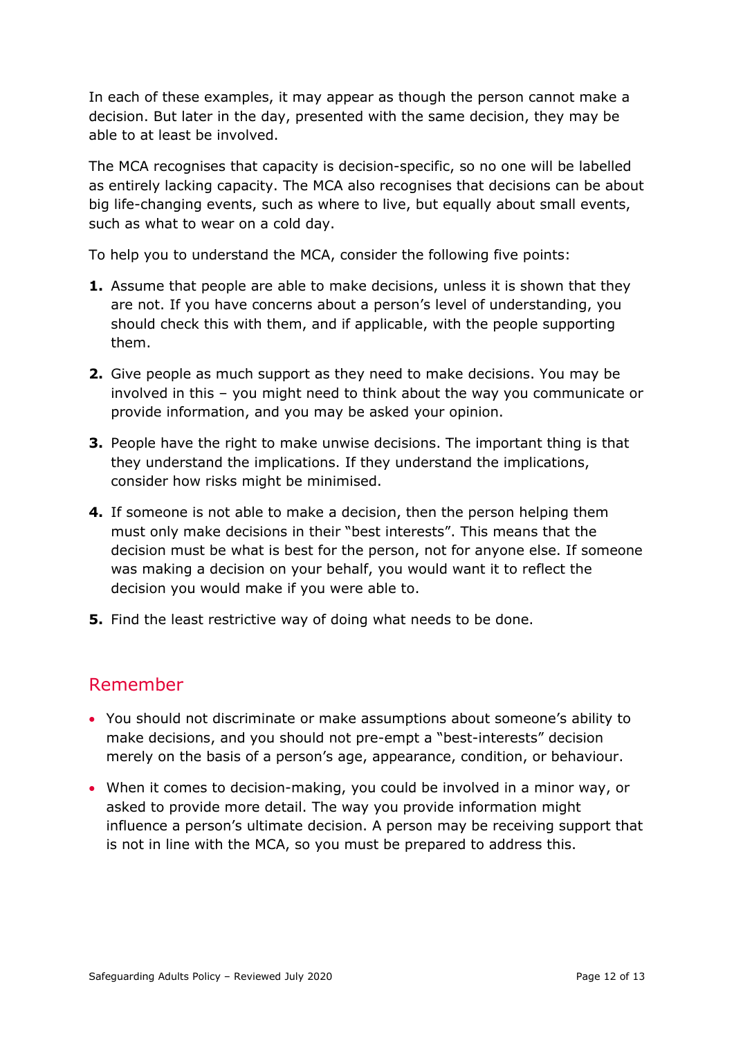In each of these examples, it may appear as though the person cannot make a decision. But later in the day, presented with the same decision, they may be able to at least be involved.

The MCA recognises that capacity is decision-specific, so no one will be labelled as entirely lacking capacity. The MCA also recognises that decisions can be about big life-changing events, such as where to live, but equally about small events, such as what to wear on a cold day.

To help you to understand the MCA, consider the following five points:

1. Assume that people are able to make decisions, unless it is shown that they are not. If you have concerns about a person's level of understanding, you should check this with them, and if applicable, with the people supporting them.
2. Give people as much support as they need to make decisions. You may be involved in this – you might need to think about the way you communicate or provide information, and you may be asked your opinion.
3. People have the right to make unwise decisions. The important thing is that they understand the implications. If they understand the implications, consider how risks might be minimised.
4. If someone is not able to make a decision, then the person helping them must only make decisions in their "best interests". This means that the decision must be what is best for the person, not for anyone else. If someone was making a decision on your behalf, you would want it to reflect the decision you would make if you were able to.
5. Find the least restrictive way of doing what needs to be done.

## Remember

- You should not discriminate or make assumptions about someone's ability to make decisions, and you should not pre-empt a "best-interests" decision merely on the basis of a person's age, appearance, condition, or behaviour.
- When it comes to decision-making, you could be involved in a minor way, or asked to provide more detail. The way you provide information might influence a person's ultimate decision. A person may be receiving support that is not in line with the MCA, so you must be prepared to address this.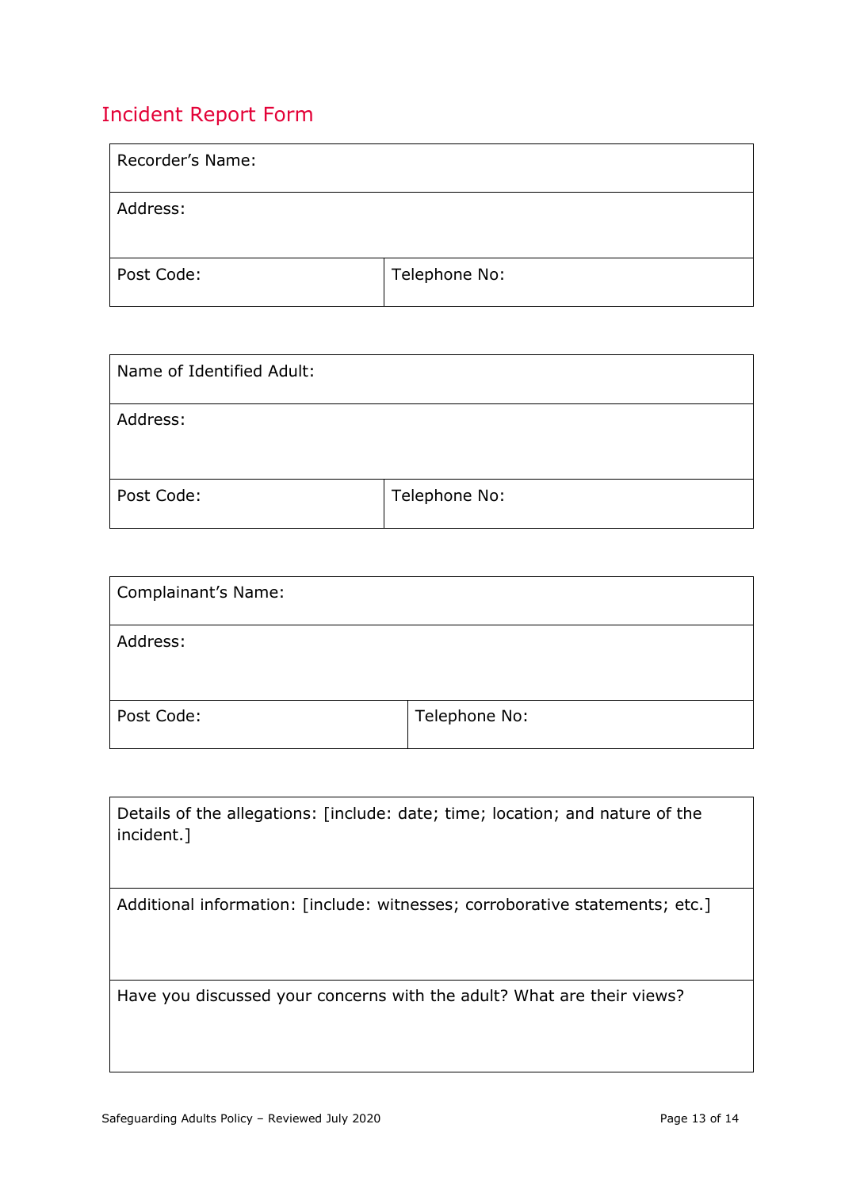## Incident Report Form

| Recorder's Name: | |
|---|---|
| Address: | |
| Post Code: | Telephone No: |

| Name of Identified Adult: | |
|---|---|
| Address: | |
| Post Code: | Telephone No: |

| Complainant's Name: | |
|---|---|
| Address: | |
| Post Code: | Telephone No: |

| Details of the allegations: [include: date; time; location; and nature of the incident.] |
|---|
| Additional information: [include: witnesses; corroborative statements; etc.] |
| Have you discussed your concerns with the adult? What are their views? |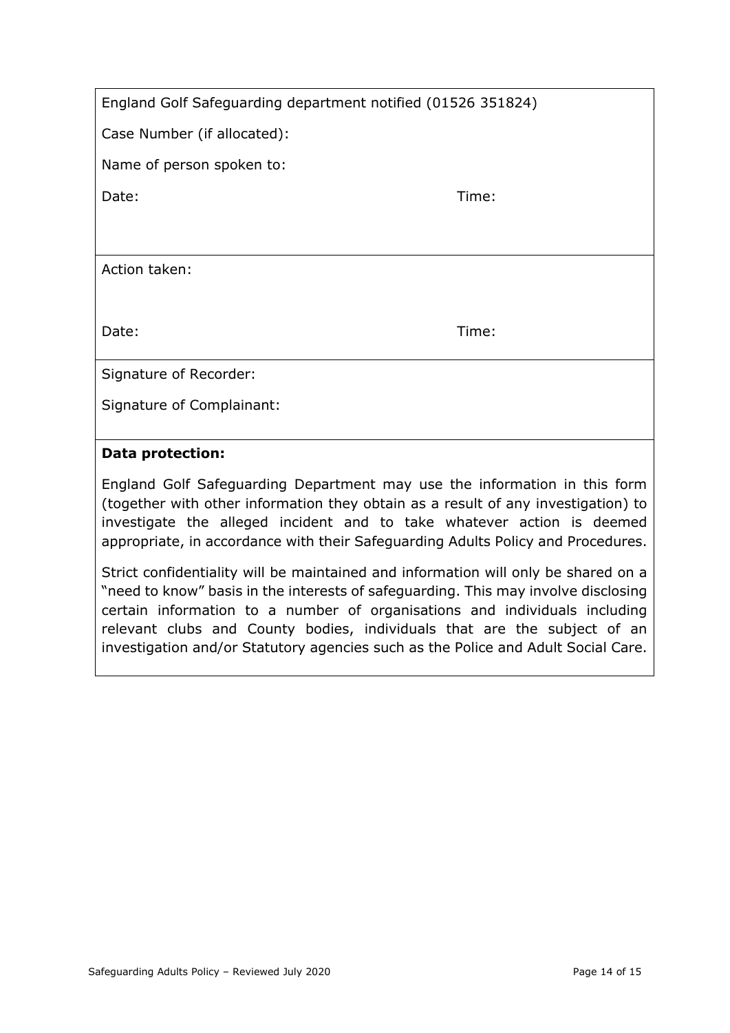| |
|---|
| England Golf Safeguarding department notified (01526 351824)<br><br>Case Number (if allocated):<br><br>Name of person spoken to:<br><br>Date: Time: |
| Action taken:<br><br>Date: Time: |
| Signature of Recorder:<br><br>Signature of Complainant: |
| **Data protection:**<br><br>England Golf Safeguarding Department may use the information in this form (together with other information they obtain as a result of any investigation) to investigate the alleged incident and to take whatever action is deemed appropriate, in accordance with their Safeguarding Adults Policy and Procedures.<br><br>Strict confidentiality will be maintained and information will only be shared on a "need to know" basis in the interests of safeguarding. This may involve disclosing certain information to a number of organisations and individuals including relevant clubs and County bodies, individuals that are the subject of an investigation and/or Statutory agencies such as the Police and Adult Social Care. |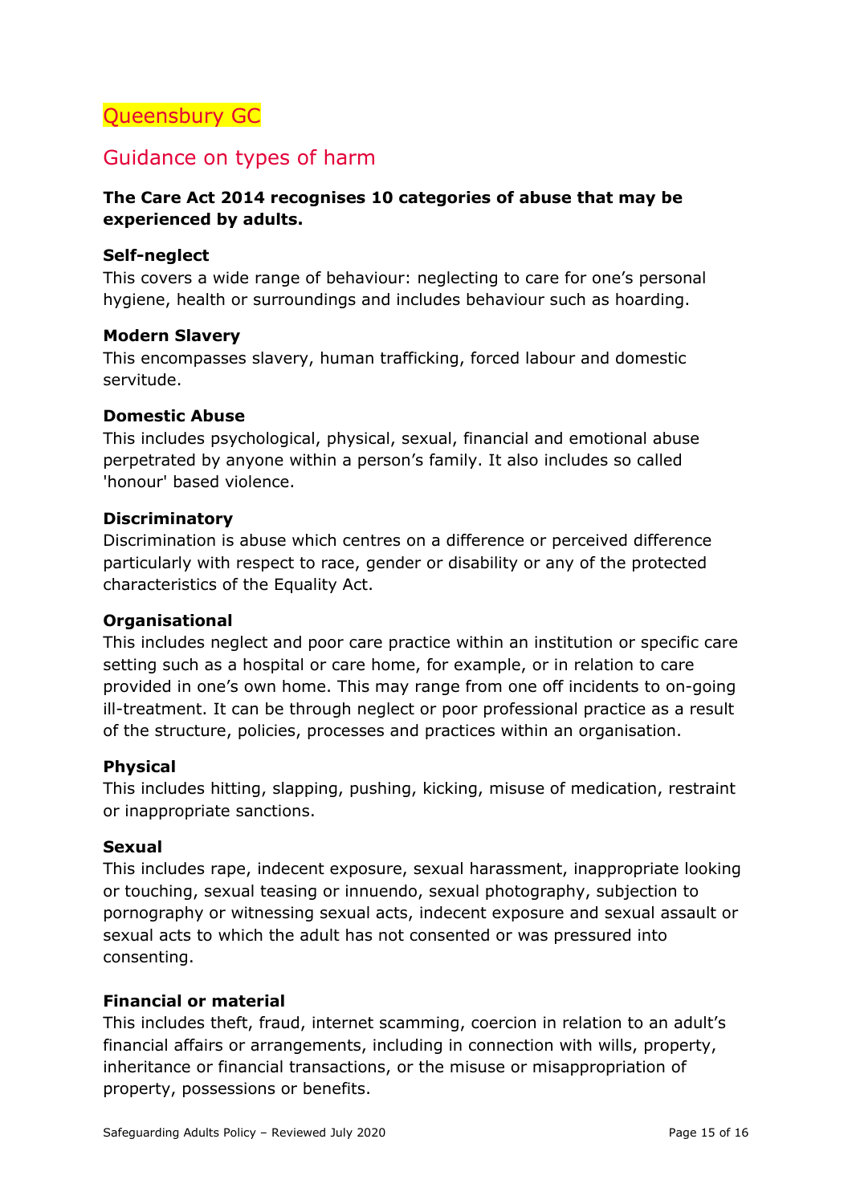# Queensbury GC

## Guidance on types of harm

**The Care Act 2014 recognises 10 categories of abuse that may be experienced by adults.**

**Self-neglect**
This covers a wide range of behaviour: neglecting to care for one's personal hygiene, health or surroundings and includes behaviour such as hoarding.

**Modern Slavery**
This encompasses slavery, human trafficking, forced labour and domestic servitude.

**Domestic Abuse**
This includes psychological, physical, sexual, financial and emotional abuse perpetrated by anyone within a person's family. It also includes so called 'honour' based violence.

**Discriminatory**
Discrimination is abuse which centres on a difference or perceived difference particularly with respect to race, gender or disability or any of the protected characteristics of the Equality Act.

**Organisational**
This includes neglect and poor care practice within an institution or specific care setting such as a hospital or care home, for example, or in relation to care provided in one's own home. This may range from one off incidents to on-going ill-treatment. It can be through neglect or poor professional practice as a result of the structure, policies, processes and practices within an organisation.

**Physical**
This includes hitting, slapping, pushing, kicking, misuse of medication, restraint or inappropriate sanctions.

**Sexual**
This includes rape, indecent exposure, sexual harassment, inappropriate looking or touching, sexual teasing or innuendo, sexual photography, subjection to pornography or witnessing sexual acts, indecent exposure and sexual assault or sexual acts to which the adult has not consented or was pressured into consenting.

**Financial or material**
This includes theft, fraud, internet scamming, coercion in relation to an adult's financial affairs or arrangements, including in connection with wills, property, inheritance or financial transactions, or the misuse or misappropriation of property, possessions or benefits.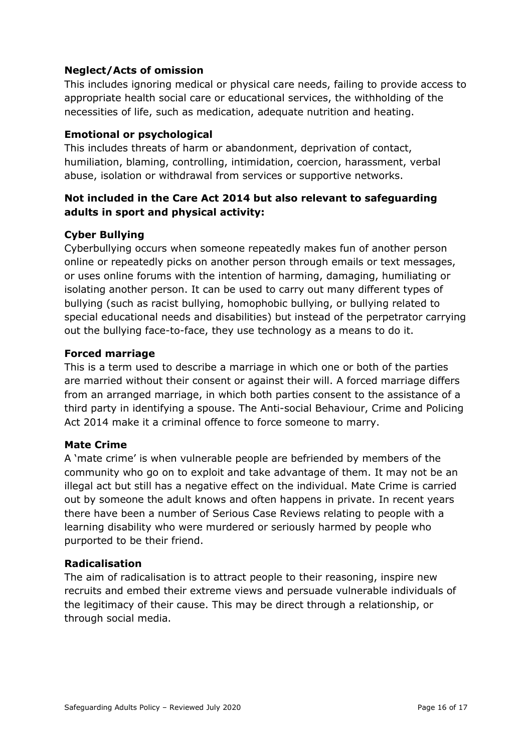**Neglect/Acts of omission**

This includes ignoring medical or physical care needs, failing to provide access to appropriate health social care or educational services, the withholding of the necessities of life, such as medication, adequate nutrition and heating.

**Emotional or psychological**

This includes threats of harm or abandonment, deprivation of contact, humiliation, blaming, controlling, intimidation, coercion, harassment, verbal abuse, isolation or withdrawal from services or supportive networks.

**Not included in the Care Act 2014 but also relevant to safeguarding adults in sport and physical activity:**

**Cyber Bullying**

Cyberbullying occurs when someone repeatedly makes fun of another person online or repeatedly picks on another person through emails or text messages, or uses online forums with the intention of harming, damaging, humiliating or isolating another person. It can be used to carry out many different types of bullying (such as racist bullying, homophobic bullying, or bullying related to special educational needs and disabilities) but instead of the perpetrator carrying out the bullying face-to-face, they use technology as a means to do it.

**Forced marriage**

This is a term used to describe a marriage in which one or both of the parties are married without their consent or against their will. A forced marriage differs from an arranged marriage, in which both parties consent to the assistance of a third party in identifying a spouse. The Anti-social Behaviour, Crime and Policing Act 2014 make it a criminal offence to force someone to marry.

**Mate Crime**

A 'mate crime' is when vulnerable people are befriended by members of the community who go on to exploit and take advantage of them. It may not be an illegal act but still has a negative effect on the individual. Mate Crime is carried out by someone the adult knows and often happens in private. In recent years there have been a number of Serious Case Reviews relating to people with a learning disability who were murdered or seriously harmed by people who purported to be their friend.

**Radicalisation**

The aim of radicalisation is to attract people to their reasoning, inspire new recruits and embed their extreme views and persuade vulnerable individuals of the legitimacy of their cause. This may be direct through a relationship, or through social media.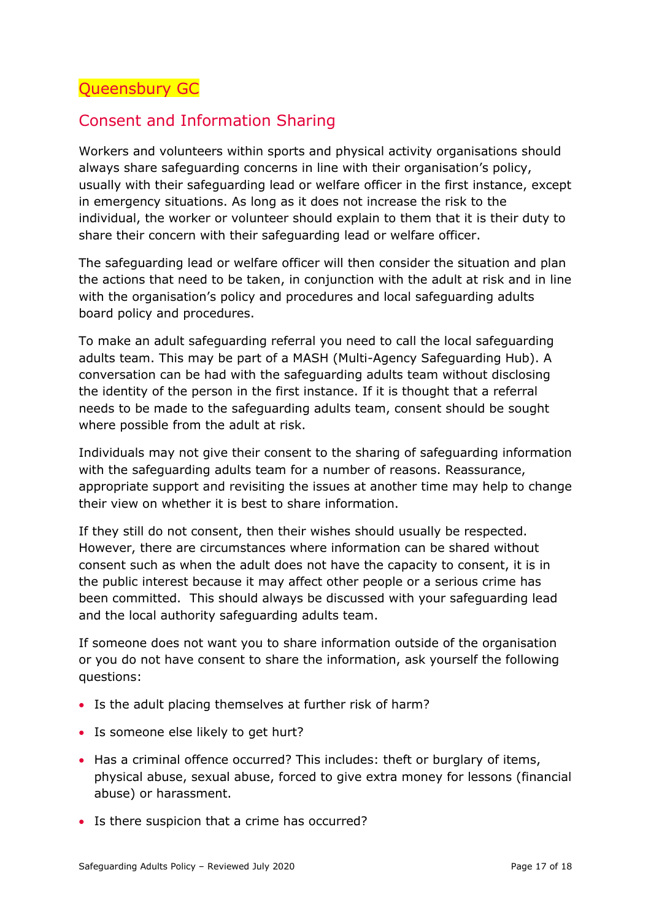## Queensbury GC

## Consent and Information Sharing

Workers and volunteers within sports and physical activity organisations should always share safeguarding concerns in line with their organisation's policy, usually with their safeguarding lead or welfare officer in the first instance, except in emergency situations. As long as it does not increase the risk to the individual, the worker or volunteer should explain to them that it is their duty to share their concern with their safeguarding lead or welfare officer.

The safeguarding lead or welfare officer will then consider the situation and plan the actions that need to be taken, in conjunction with the adult at risk and in line with the organisation's policy and procedures and local safeguarding adults board policy and procedures.

To make an adult safeguarding referral you need to call the local safeguarding adults team. This may be part of a MASH (Multi-Agency Safeguarding Hub). A conversation can be had with the safeguarding adults team without disclosing the identity of the person in the first instance. If it is thought that a referral needs to be made to the safeguarding adults team, consent should be sought where possible from the adult at risk.

Individuals may not give their consent to the sharing of safeguarding information with the safeguarding adults team for a number of reasons. Reassurance, appropriate support and revisiting the issues at another time may help to change their view on whether it is best to share information.

If they still do not consent, then their wishes should usually be respected. However, there are circumstances where information can be shared without consent such as when the adult does not have the capacity to consent, it is in the public interest because it may affect other people or a serious crime has been committed. This should always be discussed with your safeguarding lead and the local authority safeguarding adults team.

If someone does not want you to share information outside of the organisation or you do not have consent to share the information, ask yourself the following questions:

- Is the adult placing themselves at further risk of harm?
- Is someone else likely to get hurt?
- Has a criminal offence occurred? This includes: theft or burglary of items, physical abuse, sexual abuse, forced to give extra money for lessons (financial abuse) or harassment.
- Is there suspicion that a crime has occurred?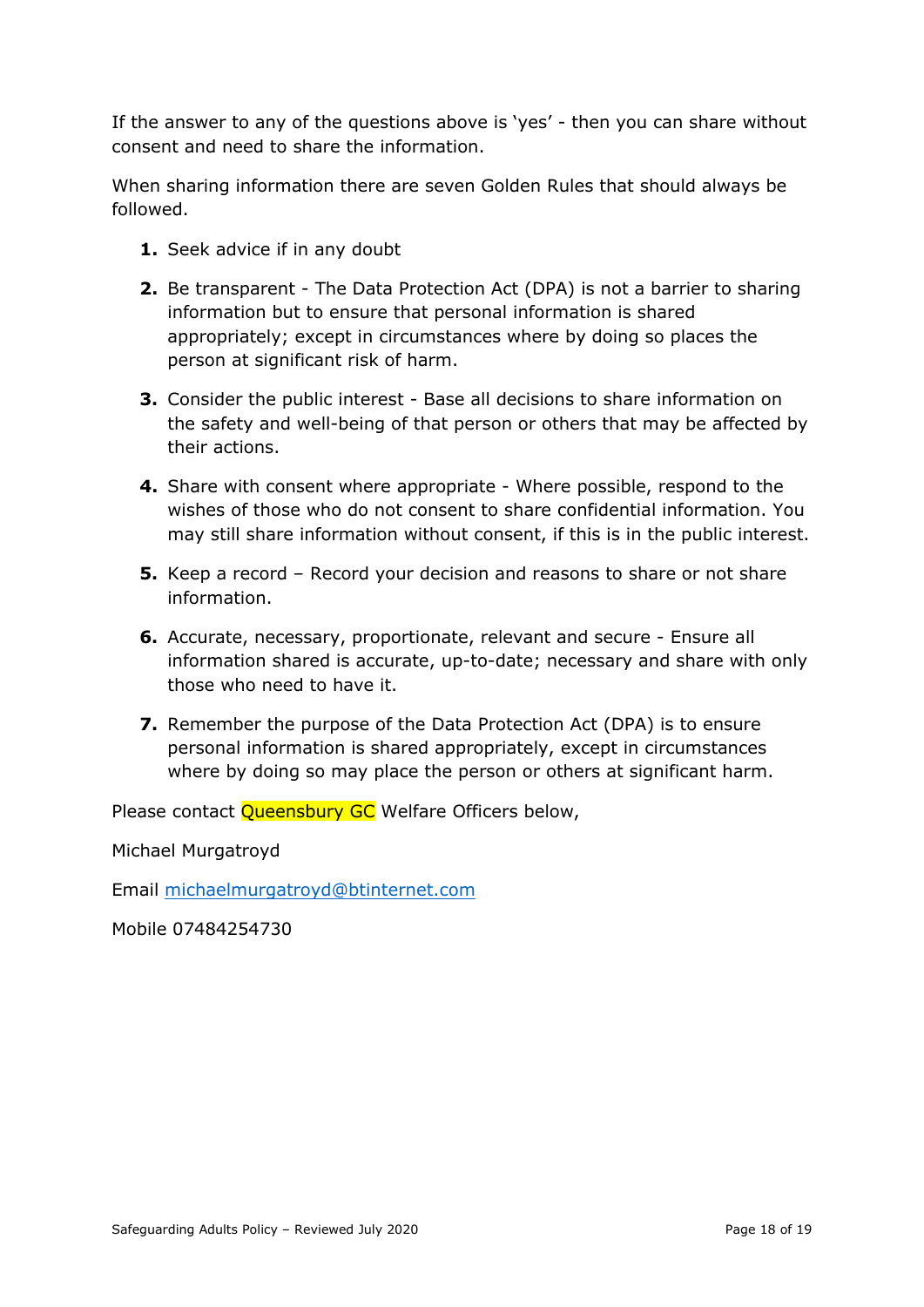If the answer to any of the questions above is 'yes' - then you can share without consent and need to share the information.

When sharing information there are seven Golden Rules that should always be followed.

1. Seek advice if in any doubt
2. Be transparent - The Data Protection Act (DPA) is not a barrier to sharing information but to ensure that personal information is shared appropriately; except in circumstances where by doing so places the person at significant risk of harm.
3. Consider the public interest - Base all decisions to share information on the safety and well-being of that person or others that may be affected by their actions.
4. Share with consent where appropriate - Where possible, respond to the wishes of those who do not consent to share confidential information. You may still share information without consent, if this is in the public interest.
5. Keep a record – Record your decision and reasons to share or not share information.
6. Accurate, necessary, proportionate, relevant and secure - Ensure all information shared is accurate, up-to-date; necessary and share with only those who need to have it.
7. Remember the purpose of the Data Protection Act (DPA) is to ensure personal information is shared appropriately, except in circumstances where by doing so may place the person or others at significant harm.

Please contact Queensbury GC Welfare Officers below,

Michael Murgatroyd

Email michaelmurgatroyd@btinternet.com

Mobile 07484254730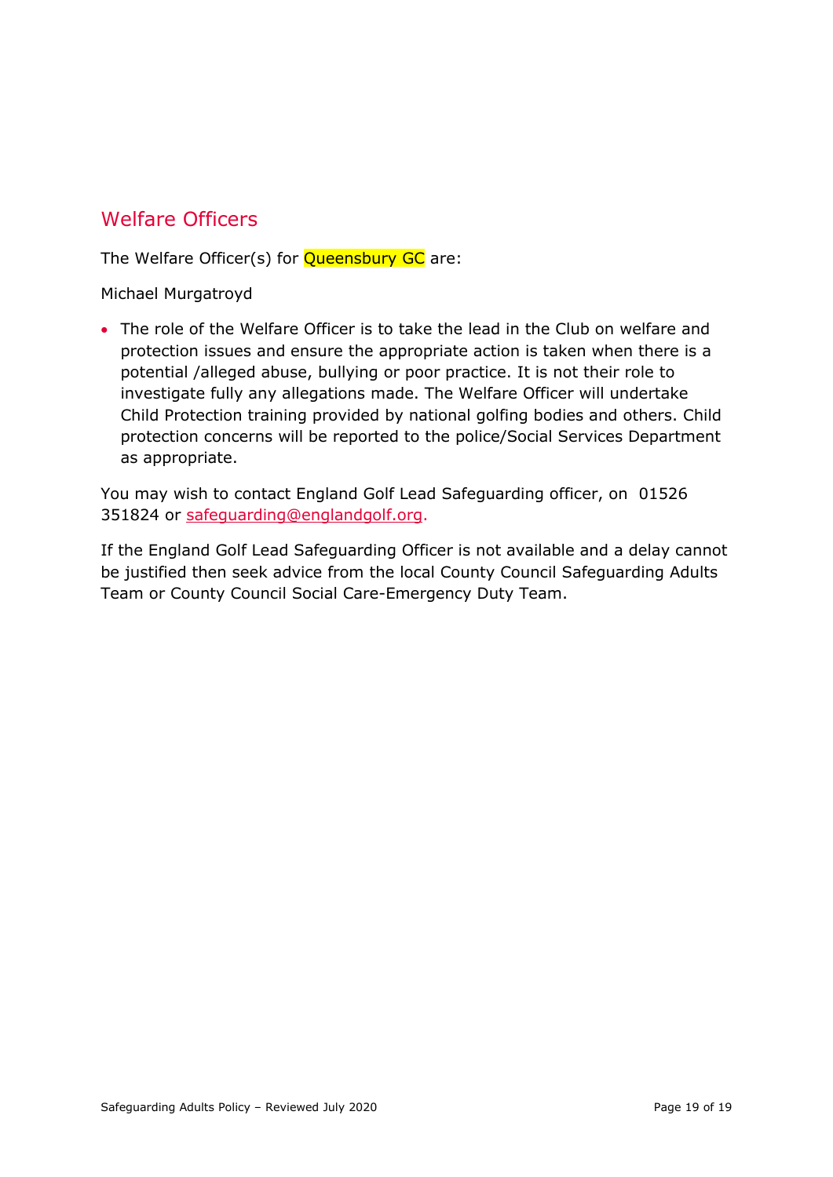## Welfare Officers

The Welfare Officer(s) for Queensbury GC are:

Michael Murgatroyd

- The role of the Welfare Officer is to take the lead in the Club on welfare and protection issues and ensure the appropriate action is taken when there is a potential /alleged abuse, bullying or poor practice. It is not their role to investigate fully any allegations made. The Welfare Officer will undertake Child Protection training provided by national golfing bodies and others. Child protection concerns will be reported to the police/Social Services Department as appropriate.

You may wish to contact England Golf Lead Safeguarding officer, on 01526 351824 or safeguarding@englandgolf.org.

If the England Golf Lead Safeguarding Officer is not available and a delay cannot be justified then seek advice from the local County Council Safeguarding Adults Team or County Council Social Care-Emergency Duty Team.